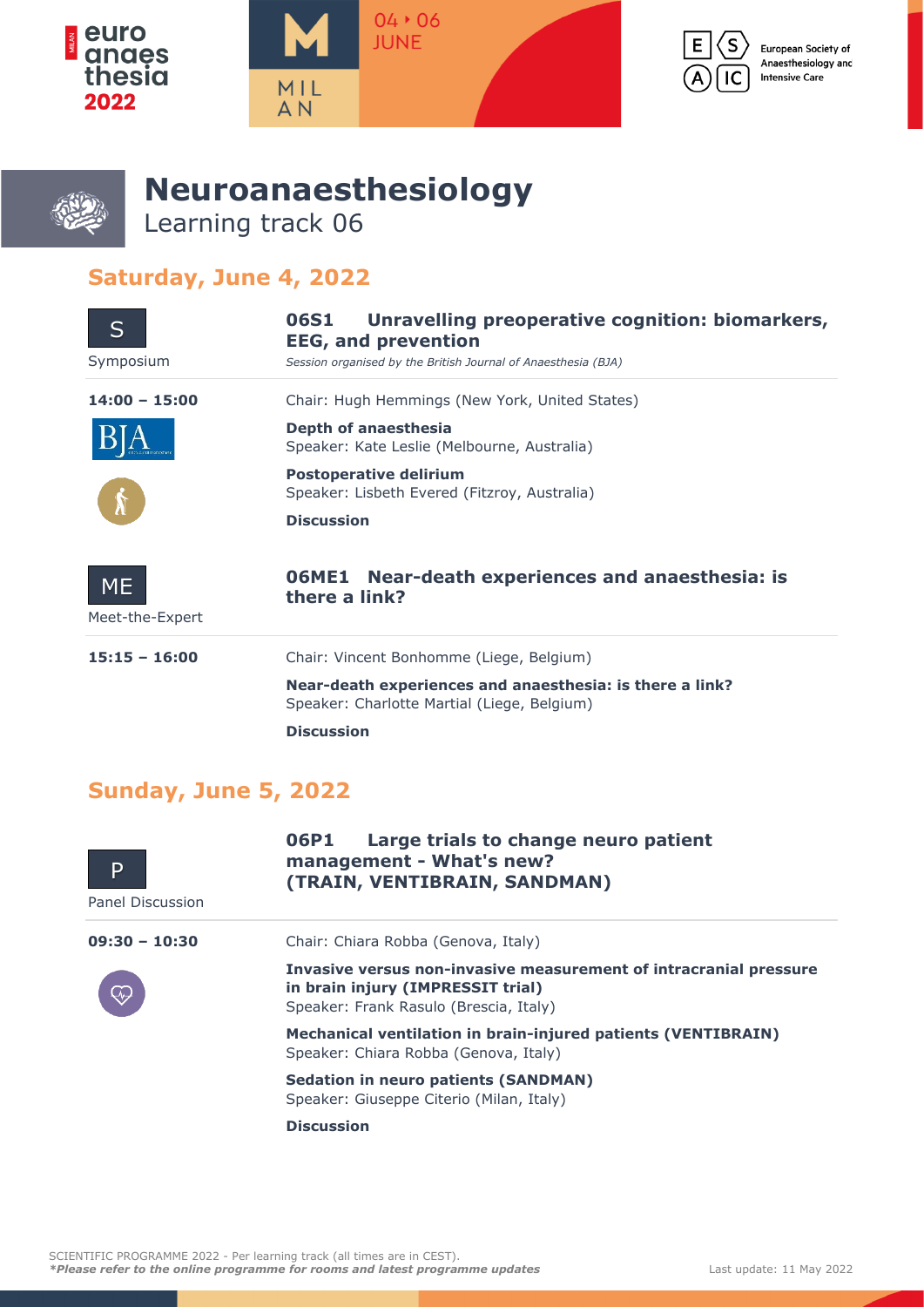# Neuroanaesthesiology

Learning track 06

## Saturday, June 4, 2022

S
Symposium

### 06S1 Unravelling preoperative cognition: biomarkers, EEG, and prevention

*Session organised by the British Journal of Anaesthesia (BJA)*

**14:00 – 15:00**

Chair: Hugh Hemmings (New York, United States)

**Depth of anaesthesia**
Speaker: Kate Leslie (Melbourne, Australia)

**Postoperative delirium**
Speaker: Lisbeth Evered (Fitzroy, Australia)

**Discussion**

ME
Meet-the-Expert

### 06ME1 Near-death experiences and anaesthesia: is there a link?

**15:15 – 16:00**

Chair: Vincent Bonhomme (Liege, Belgium)

**Near-death experiences and anaesthesia: is there a link?**
Speaker: Charlotte Martial (Liege, Belgium)

**Discussion**

## Sunday, June 5, 2022

P
Panel Discussion

### 06P1 Large trials to change neuro patient management - What's new? (TRAIN, VENTIBRAIN, SANDMAN)

**09:30 – 10:30**

Chair: Chiara Robba (Genova, Italy)

**Invasive versus non-invasive measurement of intracranial pressure in brain injury (IMPRESSIT trial)**
Speaker: Frank Rasulo (Brescia, Italy)

**Mechanical ventilation in brain-injured patients (VENTIBRAIN)**
Speaker: Chiara Robba (Genova, Italy)

**Sedation in neuro patients (SANDMAN)**
Speaker: Giuseppe Citerio (Milan, Italy)

**Discussion**

SCIENTIFIC PROGRAMME 2022 - Per learning track (all times are in CEST).
***Please refer to the online programme for rooms and latest programme updates**

Last update: 11 May 2022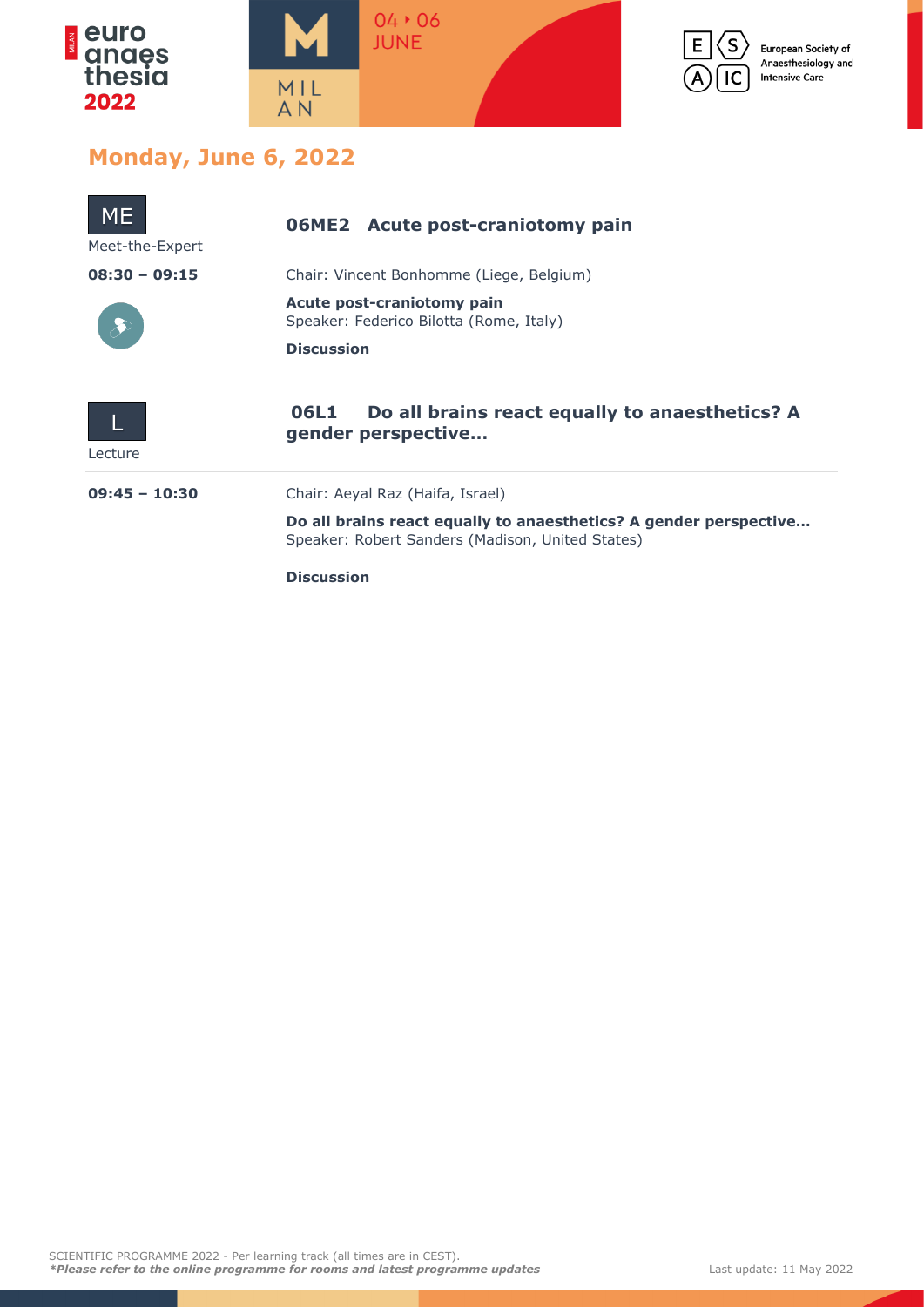## Monday, June 6, 2022

**ME**
Meet-the-Expert

### 06ME2 Acute post-craniotomy pain

**08:30 – 09:15**

Chair: Vincent Bonhomme (Liege, Belgium)

**Acute post-craniotomy pain**
Speaker: Federico Bilotta (Rome, Italy)

**Discussion**

**L**
Lecture

### 06L1 Do all brains react equally to anaesthetics? A gender perspective...

**09:45 – 10:30**

Chair: Aeyal Raz (Haifa, Israel)

**Do all brains react equally to anaesthetics? A gender perspective...**
Speaker: Robert Sanders (Madison, United States)

**Discussion**